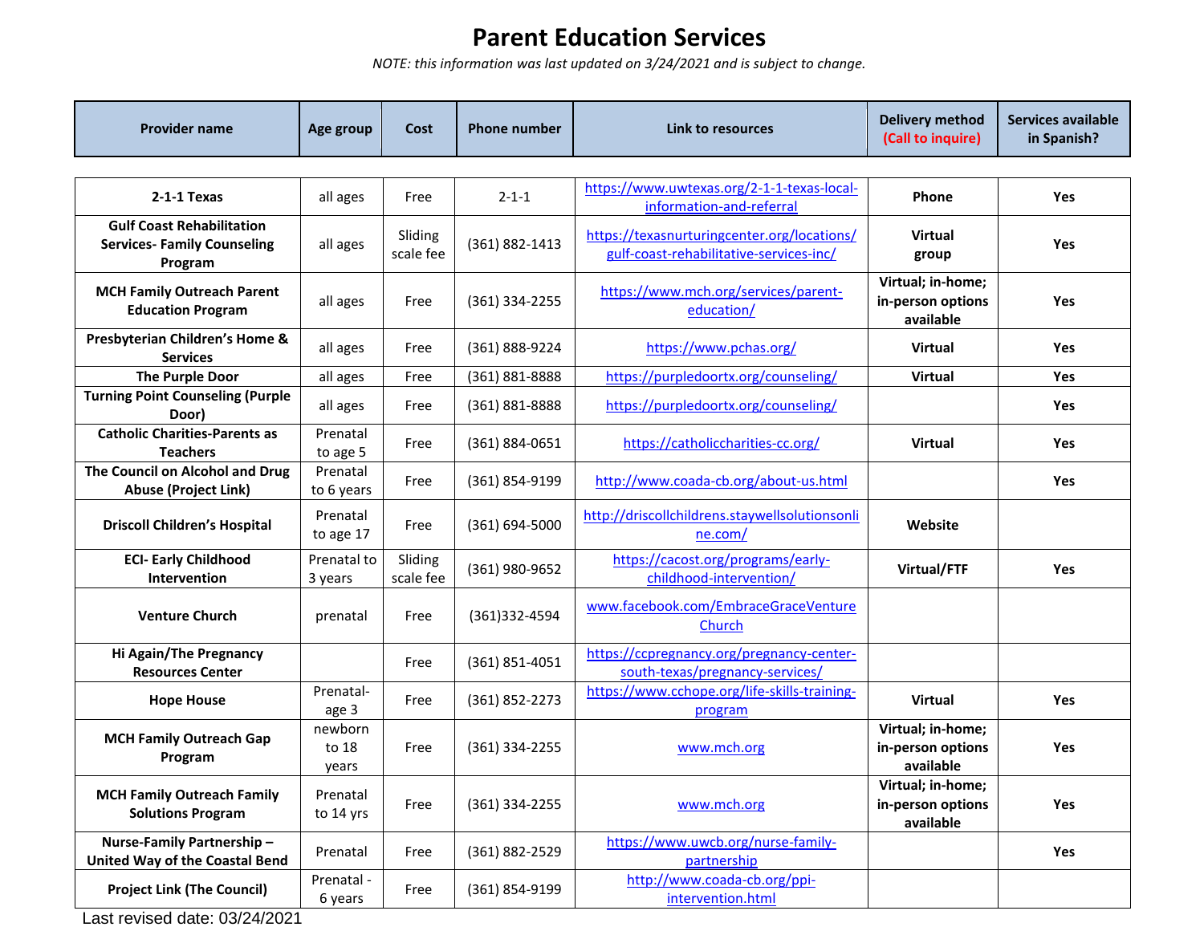# Parent Education Services

*NOTE: this information was last updated on 3/24/2021 and is subject to change.*

| Provider name | Age group | Cost | Phone number | Link to resources | Delivery method (Call to inquire) | Services available in Spanish? |
|---|---|---|---|---|---|---|
| **2-1-1 Texas** | all ages | Free | 2-1-1 | https://www.uwtexas.org/2-1-1-texas-local-information-and-referral | **Phone** | **Yes** |
| **Gulf Coast Rehabilitation Services- Family Counseling Program** | all ages | Sliding scale fee | (361) 882-1413 | https://texasnurturingcenter.org/locations/gulf-coast-rehabilitative-services-inc/ | **Virtual group** | **Yes** |
| **MCH Family Outreach Parent Education Program** | all ages | Free | (361) 334-2255 | https://www.mch.org/services/parent-education/ | **Virtual; in-home; in-person options available** | **Yes** |
| **Presbyterian Children's Home & Services** | all ages | Free | (361) 888-9224 | https://www.pchas.org/ | **Virtual** | **Yes** |
| **The Purple Door** | all ages | Free | (361) 881-8888 | https://purpledoortx.org/counseling/ | **Virtual** | **Yes** |
| **Turning Point Counseling (Purple Door)** | all ages | Free | (361) 881-8888 | https://purpledoortx.org/counseling/ | | **Yes** |
| **Catholic Charities-Parents as Teachers** | Prenatal to age 5 | Free | (361) 884-0651 | https://catholiccharities-cc.org/ | **Virtual** | **Yes** |
| **The Council on Alcohol and Drug Abuse (Project Link)** | Prenatal to 6 years | Free | (361) 854-9199 | http://www.coada-cb.org/about-us.html | | **Yes** |
| **Driscoll Children's Hospital** | Prenatal to age 17 | Free | (361) 694-5000 | http://driscollchildrens.staywellsolutionsonline.com/ | **Website** | |
| **ECI- Early Childhood Intervention** | Prenatal to 3 years | Sliding scale fee | (361) 980-9652 | https://cacost.org/programs/early-childhood-intervention/ | **Virtual/FTF** | **Yes** |
| **Venture Church** | prenatal | Free | (361)332-4594 | www.facebook.com/EmbraceGraceVentureChurch | | |
| **Hi Again/The Pregnancy Resources Center** | | Free | (361) 851-4051 | https://ccpregnancy.org/pregnancy-center-south-texas/pregnancy-services/ | | |
| **Hope House** | Prenatal-age 3 | Free | (361) 852-2273 | https://www.cchope.org/life-skills-training-program | **Virtual** | **Yes** |
| **MCH Family Outreach Gap Program** | newborn to 18 years | Free | (361) 334-2255 | www.mch.org | **Virtual; in-home; in-person options available** | **Yes** |
| **MCH Family Outreach Family Solutions Program** | Prenatal to 14 yrs | Free | (361) 334-2255 | www.mch.org | **Virtual; in-home; in-person options available** | **Yes** |
| **Nurse-Family Partnership – United Way of the Coastal Bend** | Prenatal | Free | (361) 882-2529 | https://www.uwcb.org/nurse-family-partnership | | **Yes** |
| **Project Link (The Council)** | Prenatal - 6 years | Free | (361) 854-9199 | http://www.coada-cb.org/ppi-intervention.html | | |

Last revised date: 03/24/2021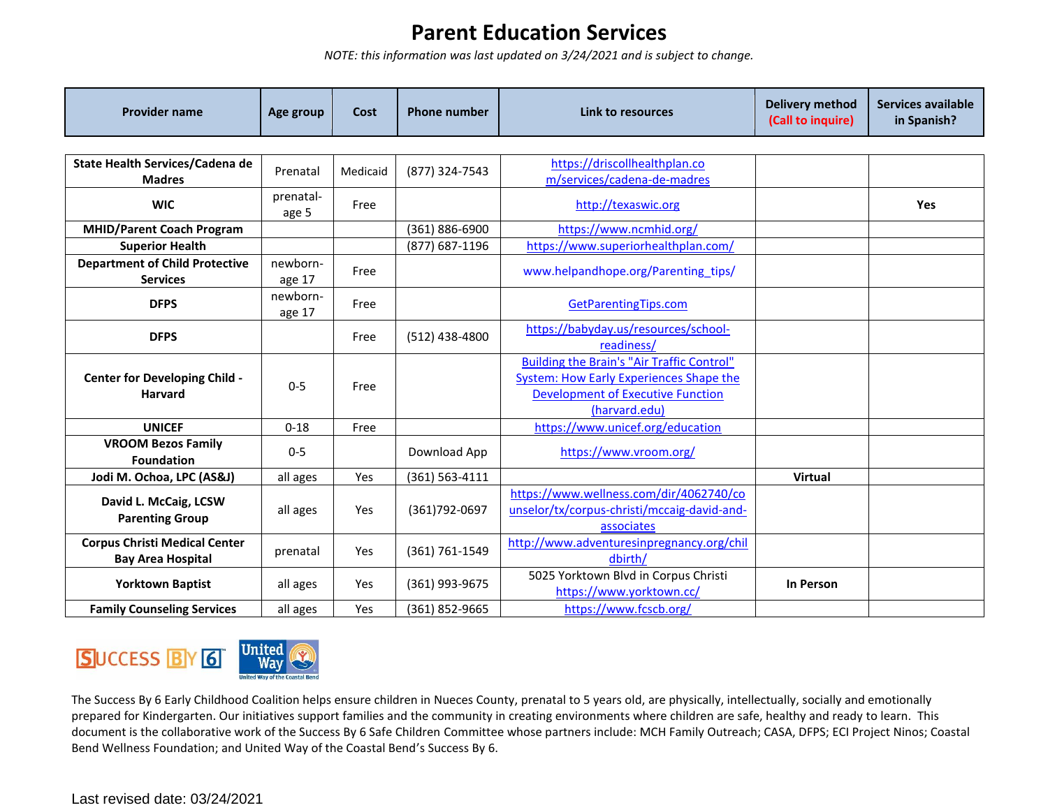# Parent Education Services

*NOTE: this information was last updated on 3/24/2021 and is subject to change.*

| Provider name | Age group | Cost | Phone number | Link to resources | Delivery method (Call to inquire) | Services available in Spanish? |
|---|---|---|---|---|---|---|
| **State Health Services/Cadena de Madres** | Prenatal | Medicaid | (877) 324-7543 | https://driscollhealthplan.com/services/cadena-de-madres | | |
| **WIC** | prenatal-age 5 | Free | | http://texaswic.org | | **Yes** |
| **MHID/Parent Coach Program** | | | (361) 886-6900 | https://www.ncmhid.org/ | | |
| **Superior Health** | | | (877) 687-1196 | https://www.superiorhealthplan.com/ | | |
| **Department of Child Protective Services** | newborn-age 17 | Free | | www.helpandhope.org/Parenting_tips/ | | |
| **DFPS** | newborn-age 17 | Free | | GetParentingTips.com | | |
| **DFPS** | | Free | (512) 438-4800 | https://babyday.us/resources/school-readiness/ | | |
| **Center for Developing Child - Harvard** | 0-5 | Free | | Building the Brain's "Air Traffic Control" System: How Early Experiences Shape the Development of Executive Function (harvard.edu) | | |
| **UNICEF** | 0-18 | Free | | https://www.unicef.org/education | | |
| **VROOM Bezos Family Foundation** | 0-5 | | Download App | https://www.vroom.org/ | | |
| **Jodi M. Ochoa, LPC (AS&J)** | all ages | Yes | (361) 563-4111 | | **Virtual** | |
| **David L. McCaig, LCSW Parenting Group** | all ages | Yes | (361)792-0697 | https://www.wellness.com/dir/4062740/counselor/tx/corpus-christi/mccaig-david-and-associates | | |
| **Corpus Christi Medical Center Bay Area Hospital** | prenatal | Yes | (361) 761-1549 | http://www.adventuresinpregnancy.org/childbirth/ | | |
| **Yorktown Baptist** | all ages | Yes | (361) 993-9675 | 5025 Yorktown Blvd in Corpus Christi https://www.yorktown.cc/ | **In Person** | |
| **Family Counseling Services** | all ages | Yes | (361) 852-9665 | https://www.fcscb.org/ | | |

SUCCESS BY 6 | United Way of the Coastal Bend

The Success By 6 Early Childhood Coalition helps ensure children in Nueces County, prenatal to 5 years old, are physically, intellectually, socially and emotionally prepared for Kindergarten. Our initiatives support families and the community in creating environments where children are safe, healthy and ready to learn. This document is the collaborative work of the Success By 6 Safe Children Committee whose partners include: MCH Family Outreach; CASA, DFPS; ECI Project Ninos; Coastal Bend Wellness Foundation; and United Way of the Coastal Bend's Success By 6.

Last revised date: 03/24/2021